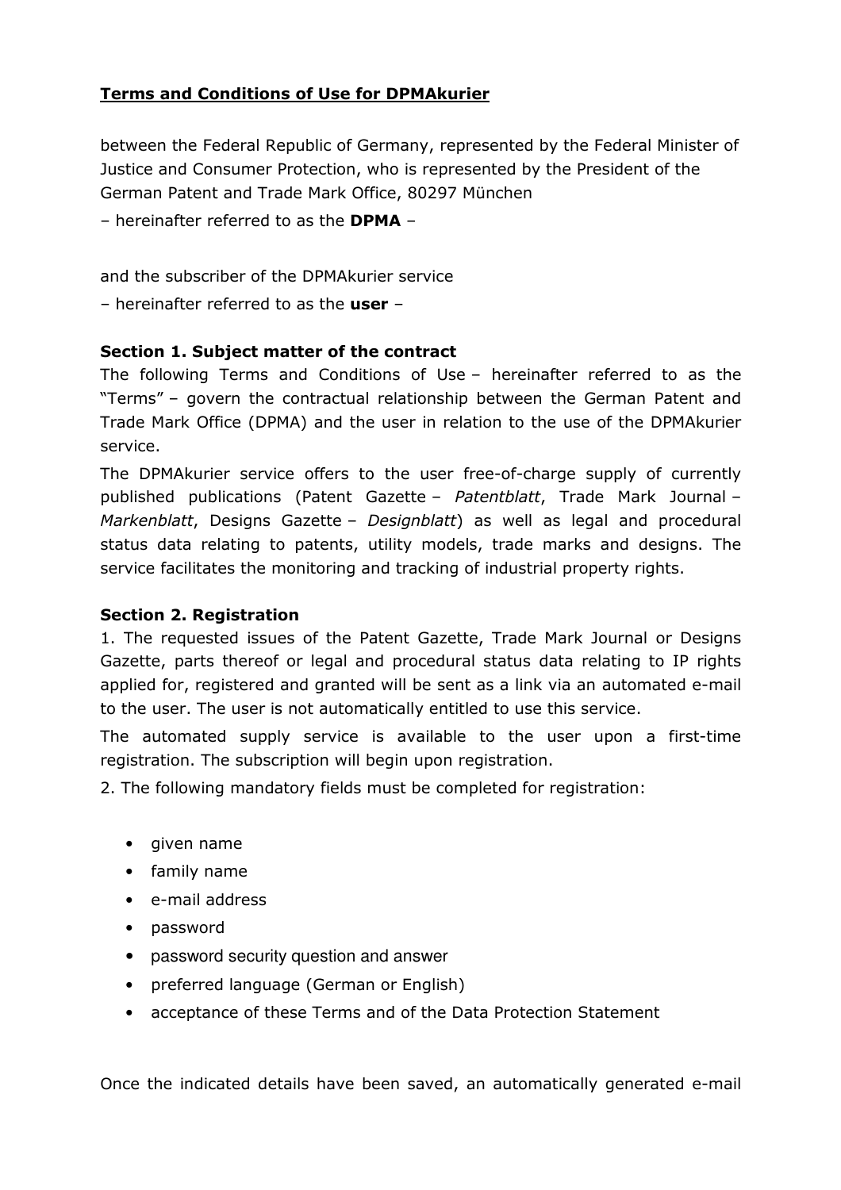# Terms and Conditions of Use for DPMAkurier

between the Federal Republic of Germany, represented by the Federal Minister of Justice and Consumer Protection, who is represented by the President of the German Patent and Trade Mark Office, 80297 München

– hereinafter referred to as the **DPMA** –

and the subscriber of the DPMAkurier service

– hereinafter referred to as the **user** –

## Section 1. Subject matter of the contract

The following Terms and Conditions of Use – hereinafter referred to as the "Terms" – govern the contractual relationship between the German Patent and Trade Mark Office (DPMA) and the user in relation to the use of the DPMAkurier service.

The DPMAkurier service offers to the user free-of-charge supply of currently published publications (Patent Gazette – *Patentblatt*, Trade Mark Journal – *Markenblatt*, Designs Gazette – *Designblatt*) as well as legal and procedural status data relating to patents, utility models, trade marks and designs. The service facilitates the monitoring and tracking of industrial property rights.

## Section 2. Registration

1. The requested issues of the Patent Gazette, Trade Mark Journal or Designs Gazette, parts thereof or legal and procedural status data relating to IP rights applied for, registered and granted will be sent as a link via an automated e-mail to the user. The user is not automatically entitled to use this service.

The automated supply service is available to the user upon a first-time registration. The subscription will begin upon registration.

2. The following mandatory fields must be completed for registration:

- given name
- family name
- e-mail address
- password
- password security question and answer
- preferred language (German or English)
- acceptance of these Terms and of the Data Protection Statement

Once the indicated details have been saved, an automatically generated e-mail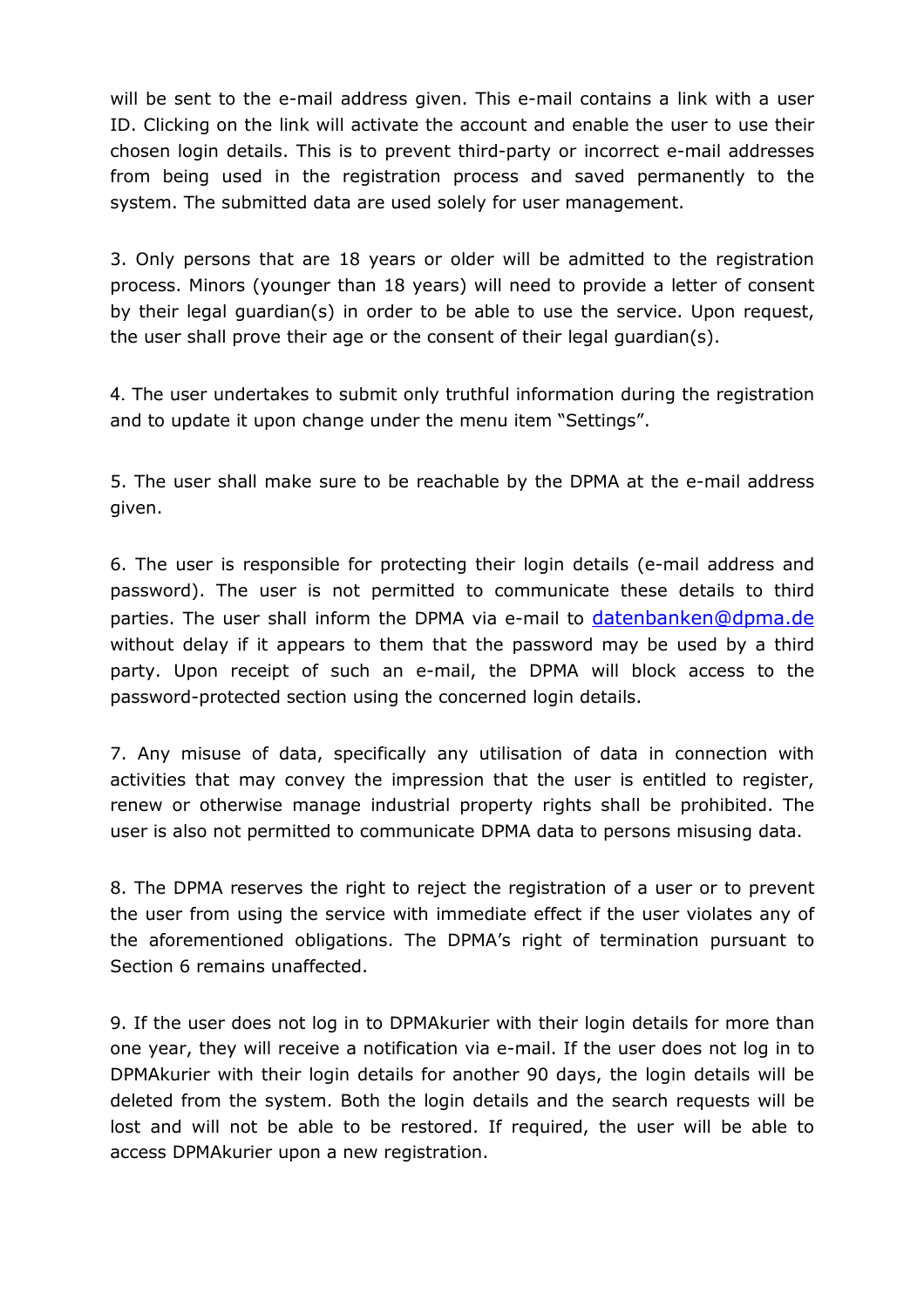will be sent to the e-mail address given. This e-mail contains a link with a user ID. Clicking on the link will activate the account and enable the user to use their chosen login details. This is to prevent third-party or incorrect e-mail addresses from being used in the registration process and saved permanently to the system. The submitted data are used solely for user management.

3. Only persons that are 18 years or older will be admitted to the registration process. Minors (younger than 18 years) will need to provide a letter of consent by their legal guardian(s) in order to be able to use the service. Upon request, the user shall prove their age or the consent of their legal guardian(s).

4. The user undertakes to submit only truthful information during the registration and to update it upon change under the menu item "Settings".

5. The user shall make sure to be reachable by the DPMA at the e-mail address given.

6. The user is responsible for protecting their login details (e-mail address and password). The user is not permitted to communicate these details to third parties. The user shall inform the DPMA via e-mail to datenbanken@dpma.de without delay if it appears to them that the password may be used by a third party. Upon receipt of such an e-mail, the DPMA will block access to the password-protected section using the concerned login details.

7. Any misuse of data, specifically any utilisation of data in connection with activities that may convey the impression that the user is entitled to register, renew or otherwise manage industrial property rights shall be prohibited. The user is also not permitted to communicate DPMA data to persons misusing data.

8. The DPMA reserves the right to reject the registration of a user or to prevent the user from using the service with immediate effect if the user violates any of the aforementioned obligations. The DPMA's right of termination pursuant to Section 6 remains unaffected.

9. If the user does not log in to DPMAkurier with their login details for more than one year, they will receive a notification via e-mail. If the user does not log in to DPMAkurier with their login details for another 90 days, the login details will be deleted from the system. Both the login details and the search requests will be lost and will not be able to be restored. If required, the user will be able to access DPMAkurier upon a new registration.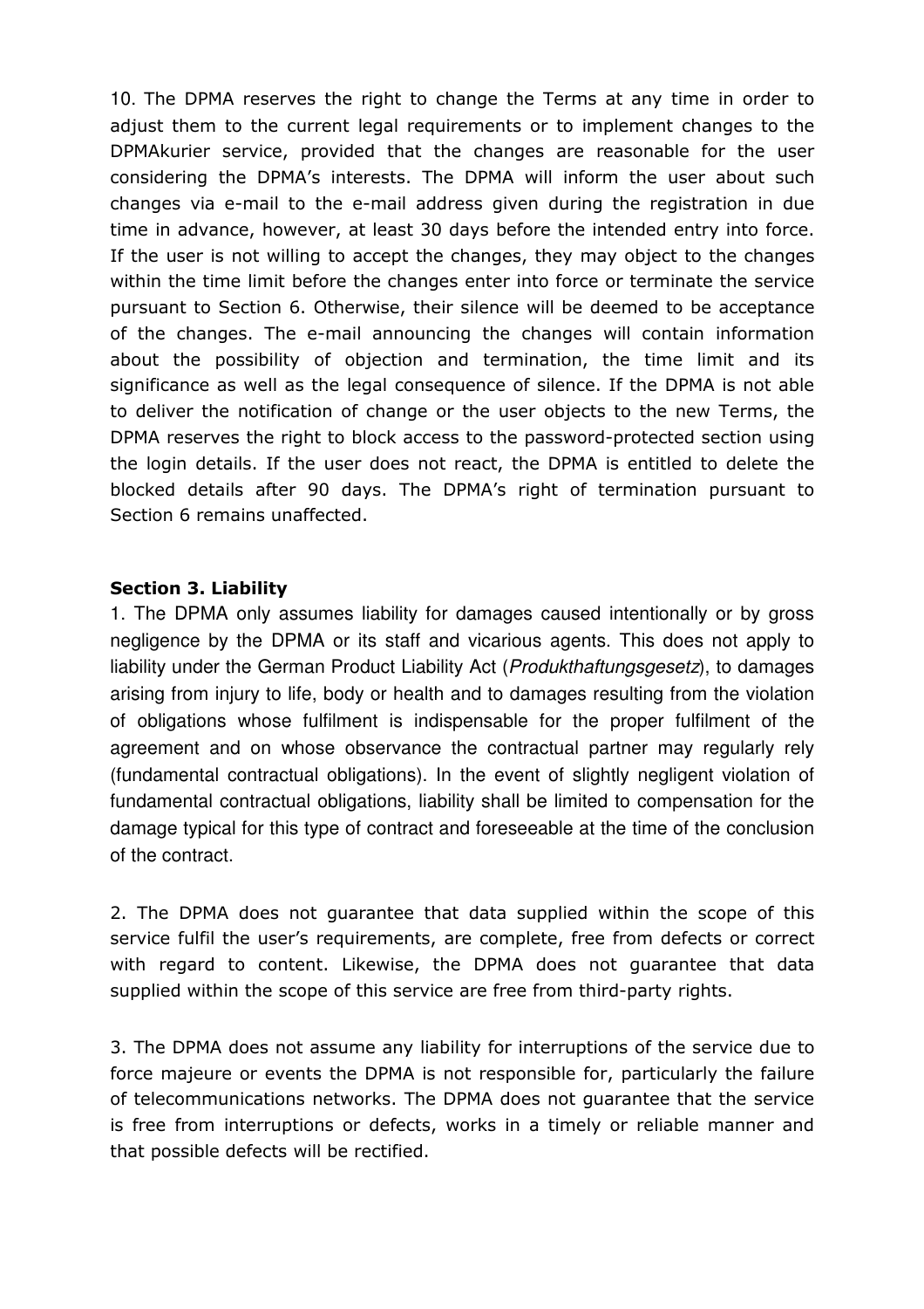10. The DPMA reserves the right to change the Terms at any time in order to adjust them to the current legal requirements or to implement changes to the DPMAkurier service, provided that the changes are reasonable for the user considering the DPMA's interests. The DPMA will inform the user about such changes via e-mail to the e-mail address given during the registration in due time in advance, however, at least 30 days before the intended entry into force. If the user is not willing to accept the changes, they may object to the changes within the time limit before the changes enter into force or terminate the service pursuant to Section 6. Otherwise, their silence will be deemed to be acceptance of the changes. The e-mail announcing the changes will contain information about the possibility of objection and termination, the time limit and its significance as well as the legal consequence of silence. If the DPMA is not able to deliver the notification of change or the user objects to the new Terms, the DPMA reserves the right to block access to the password-protected section using the login details. If the user does not react, the DPMA is entitled to delete the blocked details after 90 days. The DPMA's right of termination pursuant to Section 6 remains unaffected.

**Section 3. Liability**

1. The DPMA only assumes liability for damages caused intentionally or by gross negligence by the DPMA or its staff and vicarious agents. This does not apply to liability under the German Product Liability Act (*Produkthaftungsgesetz*), to damages arising from injury to life, body or health and to damages resulting from the violation of obligations whose fulfilment is indispensable for the proper fulfilment of the agreement and on whose observance the contractual partner may regularly rely (fundamental contractual obligations). In the event of slightly negligent violation of fundamental contractual obligations, liability shall be limited to compensation for the damage typical for this type of contract and foreseeable at the time of the conclusion of the contract.

2. The DPMA does not guarantee that data supplied within the scope of this service fulfil the user's requirements, are complete, free from defects or correct with regard to content. Likewise, the DPMA does not guarantee that data supplied within the scope of this service are free from third-party rights.

3. The DPMA does not assume any liability for interruptions of the service due to force majeure or events the DPMA is not responsible for, particularly the failure of telecommunications networks. The DPMA does not guarantee that the service is free from interruptions or defects, works in a timely or reliable manner and that possible defects will be rectified.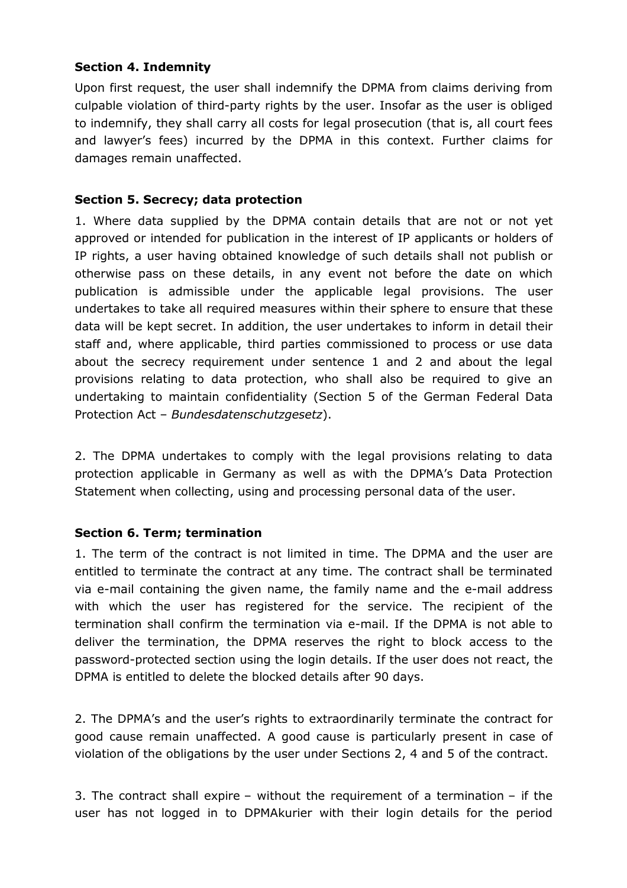**Section 4. Indemnity**

Upon first request, the user shall indemnify the DPMA from claims deriving from culpable violation of third-party rights by the user. Insofar as the user is obliged to indemnify, they shall carry all costs for legal prosecution (that is, all court fees and lawyer's fees) incurred by the DPMA in this context. Further claims for damages remain unaffected.

**Section 5. Secrecy; data protection**

1. Where data supplied by the DPMA contain details that are not or not yet approved or intended for publication in the interest of IP applicants or holders of IP rights, a user having obtained knowledge of such details shall not publish or otherwise pass on these details, in any event not before the date on which publication is admissible under the applicable legal provisions. The user undertakes to take all required measures within their sphere to ensure that these data will be kept secret. In addition, the user undertakes to inform in detail their staff and, where applicable, third parties commissioned to process or use data about the secrecy requirement under sentence 1 and 2 and about the legal provisions relating to data protection, who shall also be required to give an undertaking to maintain confidentiality (Section 5 of the German Federal Data Protection Act – *Bundesdatenschutzgesetz*).

2. The DPMA undertakes to comply with the legal provisions relating to data protection applicable in Germany as well as with the DPMA's Data Protection Statement when collecting, using and processing personal data of the user.

**Section 6. Term; termination**

1. The term of the contract is not limited in time. The DPMA and the user are entitled to terminate the contract at any time. The contract shall be terminated via e-mail containing the given name, the family name and the e-mail address with which the user has registered for the service. The recipient of the termination shall confirm the termination via e-mail. If the DPMA is not able to deliver the termination, the DPMA reserves the right to block access to the password-protected section using the login details. If the user does not react, the DPMA is entitled to delete the blocked details after 90 days.

2. The DPMA's and the user's rights to extraordinarily terminate the contract for good cause remain unaffected. A good cause is particularly present in case of violation of the obligations by the user under Sections 2, 4 and 5 of the contract.

3. The contract shall expire – without the requirement of a termination – if the user has not logged in to DPMAkurier with their login details for the period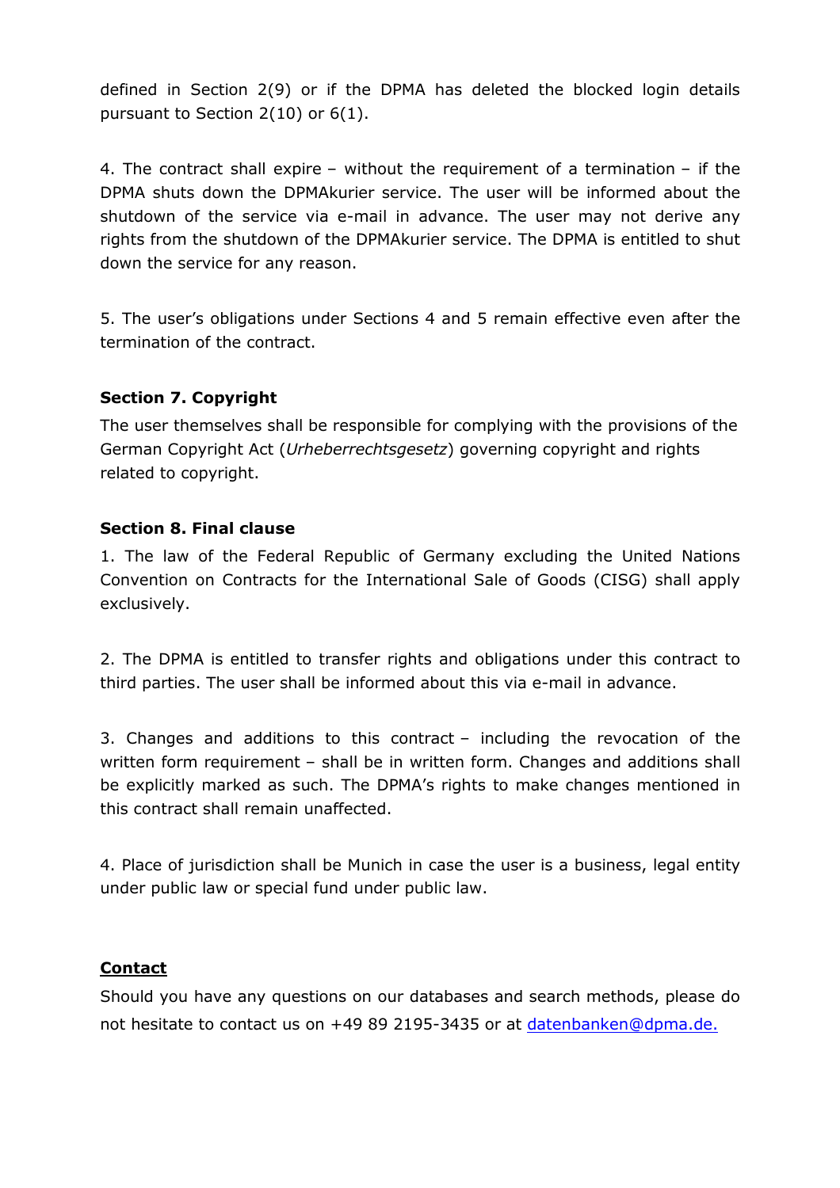defined in Section 2(9) or if the DPMA has deleted the blocked login details pursuant to Section 2(10) or 6(1).

4. The contract shall expire – without the requirement of a termination – if the DPMA shuts down the DPMAkurier service. The user will be informed about the shutdown of the service via e-mail in advance. The user may not derive any rights from the shutdown of the DPMAkurier service. The DPMA is entitled to shut down the service for any reason.

5. The user's obligations under Sections 4 and 5 remain effective even after the termination of the contract.

**Section 7. Copyright**

The user themselves shall be responsible for complying with the provisions of the German Copyright Act (*Urheberrechtsgesetz*) governing copyright and rights related to copyright.

**Section 8. Final clause**

1. The law of the Federal Republic of Germany excluding the United Nations Convention on Contracts for the International Sale of Goods (CISG) shall apply exclusively.

2. The DPMA is entitled to transfer rights and obligations under this contract to third parties. The user shall be informed about this via e-mail in advance.

3. Changes and additions to this contract – including the revocation of the written form requirement – shall be in written form. Changes and additions shall be explicitly marked as such. The DPMA's rights to make changes mentioned in this contract shall remain unaffected.

4. Place of jurisdiction shall be Munich in case the user is a business, legal entity under public law or special fund under public law.

**Contact**

Should you have any questions on our databases and search methods, please do not hesitate to contact us on +49 89 2195-3435 or at datenbanken@dpma.de.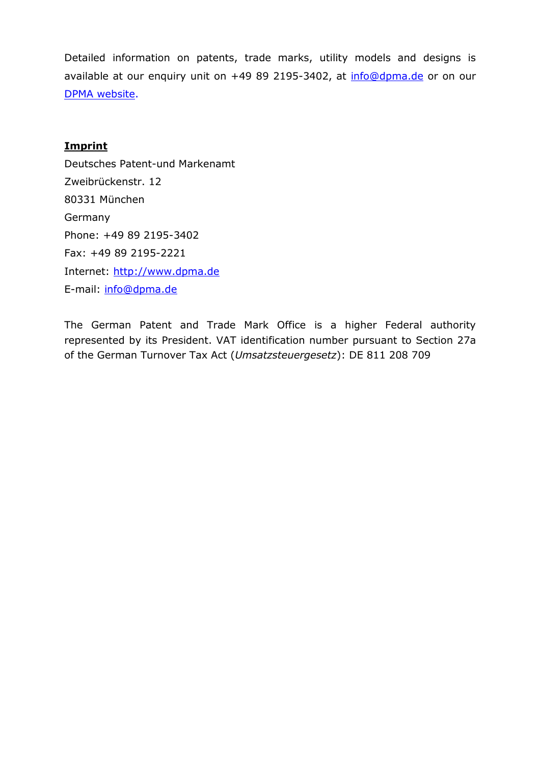Detailed information on patents, trade marks, utility models and designs is available at our enquiry unit on +49 89 2195-3402, at info@dpma.de or on our DPMA website.

**Imprint**

Deutsches Patent-und Markenamt
Zweibrückenstr. 12
80331 München
Germany
Phone: +49 89 2195-3402
Fax: +49 89 2195-2221
Internet: http://www.dpma.de
E-mail: info@dpma.de

The German Patent and Trade Mark Office is a higher Federal authority represented by its President. VAT identification number pursuant to Section 27a of the German Turnover Tax Act (*Umsatzsteuergesetz*): DE 811 208 709